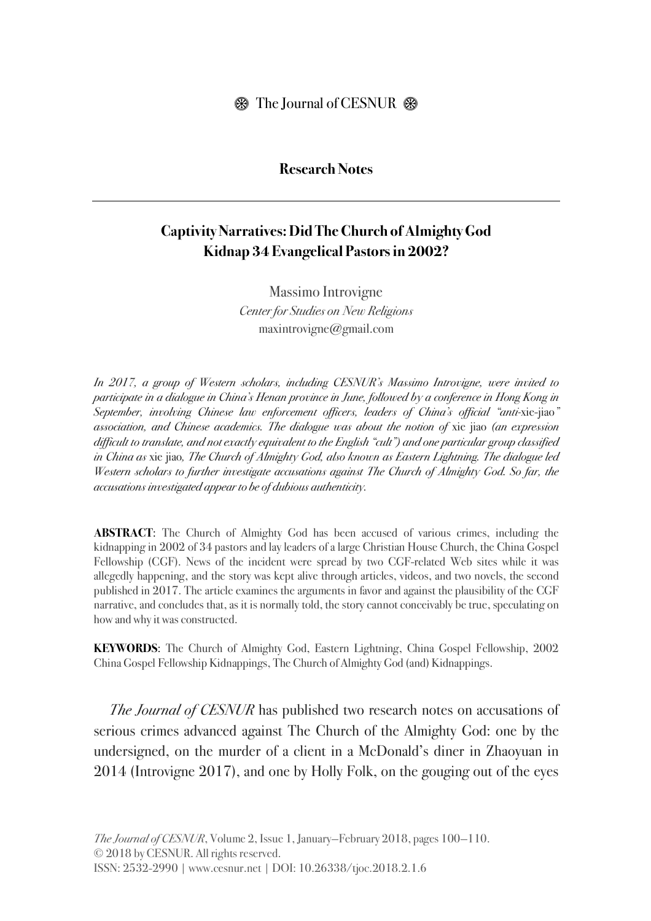❁ The Journal of CESNUR ❁

**Research Notes**

## Captivity Narratives: Did The Church of Almighty God Kidnap 34 Evangelical Pastors in 2002?

Massimo Introvigne
*Center for Studies on New Religions*
maxintrovigne@gmail.com

*In 2017, a group of Western scholars, including CESNUR's Massimo Introvigne, were invited to participate in a dialogue in China's Henan province in June, followed by a conference in Hong Kong in September, involving Chinese law enforcement officers, leaders of China's official "anti-*xie-jiao*" association, and Chinese academics. The dialogue was about the notion of* xie jiao *(an expression difficult to translate, and not exactly equivalent to the English "cult") and one particular group classified in China as* xie jiao*, The Church of Almighty God, also known as Eastern Lightning. The dialogue led Western scholars to further investigate accusations against The Church of Almighty God. So far, the accusations investigated appear to be of dubious authenticity.*

**ABSTRACT**: The Church of Almighty God has been accused of various crimes, including the kidnapping in 2002 of 34 pastors and lay leaders of a large Christian House Church, the China Gospel Fellowship (CGF). News of the incident were spread by two CGF-related Web sites while it was allegedly happening, and the story was kept alive through articles, videos, and two novels, the second published in 2017. The article examines the arguments in favor and against the plausibility of the CGF narrative, and concludes that, as it is normally told, the story cannot conceivably be true, speculating on how and why it was constructed.

**KEYWORDS**: The Church of Almighty God, Eastern Lightning, China Gospel Fellowship, 2002 China Gospel Fellowship Kidnappings, The Church of Almighty God (and) Kidnappings.

*The Journal of CESNUR* has published two research notes on accusations of serious crimes advanced against The Church of the Almighty God: one by the undersigned, on the murder of a client in a McDonald's diner in Zhaoyuan in 2014 (Introvigne 2017), and one by Holly Folk, on the gouging out of the eyes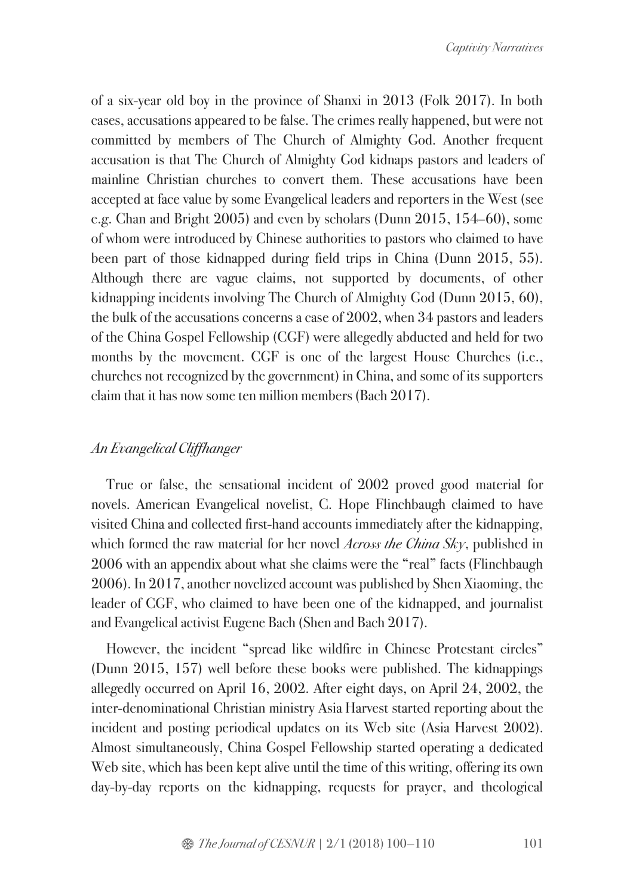of a six-year old boy in the province of Shanxi in 2013 (Folk 2017). In both cases, accusations appeared to be false. The crimes really happened, but were not committed by members of The Church of Almighty God. Another frequent accusation is that The Church of Almighty God kidnaps pastors and leaders of mainline Christian churches to convert them. These accusations have been accepted at face value by some Evangelical leaders and reporters in the West (see e.g. Chan and Bright 2005) and even by scholars (Dunn 2015, 154–60), some of whom were introduced by Chinese authorities to pastors who claimed to have been part of those kidnapped during field trips in China (Dunn 2015, 55). Although there are vague claims, not supported by documents, of other kidnapping incidents involving The Church of Almighty God (Dunn 2015, 60), the bulk of the accusations concerns a case of 2002, when 34 pastors and leaders of the China Gospel Fellowship (CGF) were allegedly abducted and held for two months by the movement. CGF is one of the largest House Churches (i.e., churches not recognized by the government) in China, and some of its supporters claim that it has now some ten million members (Bach 2017).

## *An Evangelical Cliffhanger*

True or false, the sensational incident of 2002 proved good material for novels. American Evangelical novelist, C. Hope Flinchbaugh claimed to have visited China and collected first-hand accounts immediately after the kidnapping, which formed the raw material for her novel *Across the China Sky*, published in 2006 with an appendix about what she claims were the "real" facts (Flinchbaugh 2006). In 2017, another novelized account was published by Shen Xiaoming, the leader of CGF, who claimed to have been one of the kidnapped, and journalist and Evangelical activist Eugene Bach (Shen and Bach 2017).

However, the incident "spread like wildfire in Chinese Protestant circles" (Dunn 2015, 157) well before these books were published. The kidnappings allegedly occurred on April 16, 2002. After eight days, on April 24, 2002, the inter-denominational Christian ministry Asia Harvest started reporting about the incident and posting periodical updates on its Web site (Asia Harvest 2002). Almost simultaneously, China Gospel Fellowship started operating a dedicated Web site, which has been kept alive until the time of this writing, offering its own day-by-day reports on the kidnapping, requests for prayer, and theological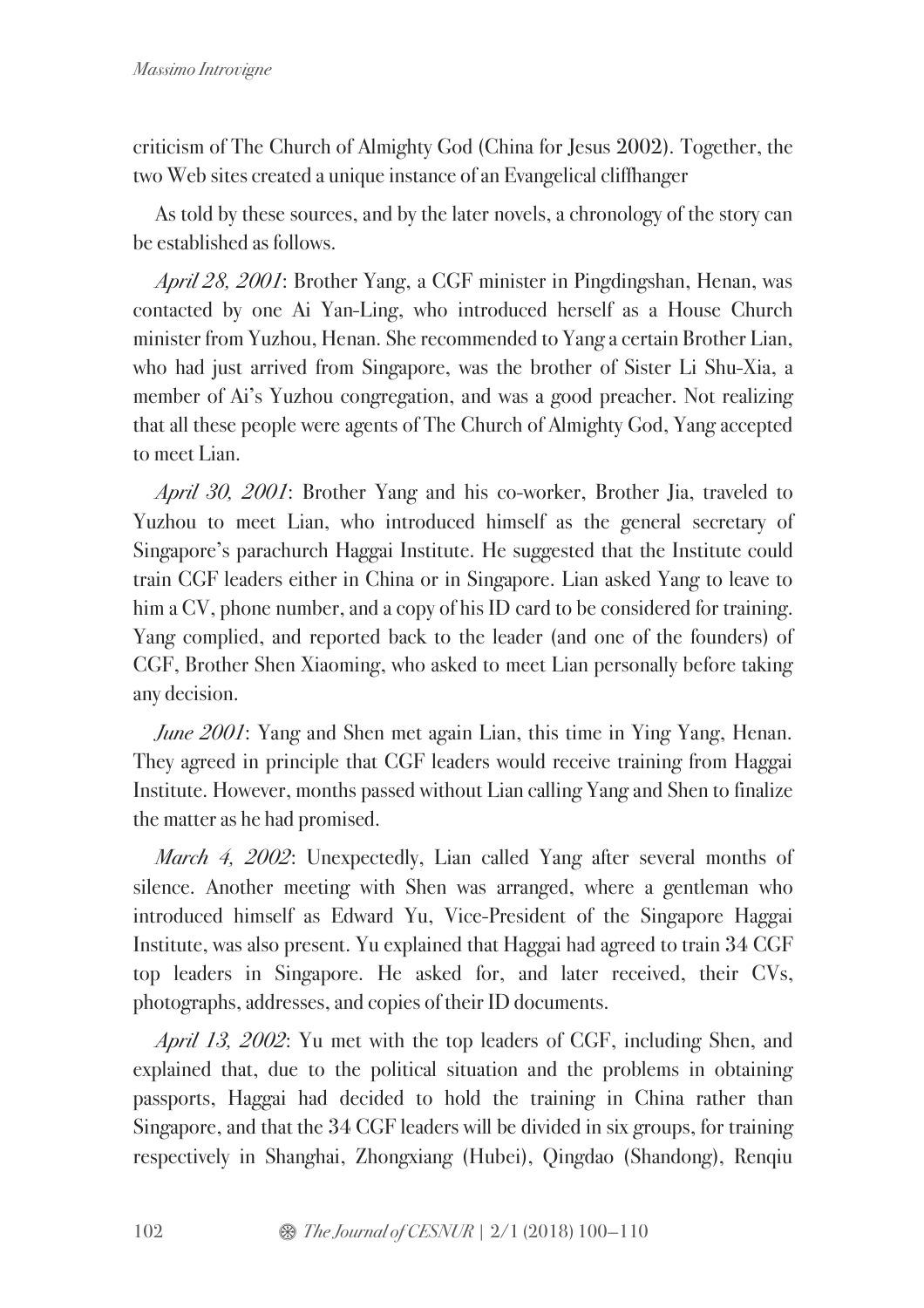criticism of The Church of Almighty God (China for Jesus 2002). Together, the two Web sites created a unique instance of an Evangelical cliffhanger

As told by these sources, and by the later novels, a chronology of the story can be established as follows.

*April 28, 2001*: Brother Yang, a CGF minister in Pingdingshan, Henan, was contacted by one Ai Yan-Ling, who introduced herself as a House Church minister from Yuzhou, Henan. She recommended to Yang a certain Brother Lian, who had just arrived from Singapore, was the brother of Sister Li Shu-Xia, a member of Ai's Yuzhou congregation, and was a good preacher. Not realizing that all these people were agents of The Church of Almighty God, Yang accepted to meet Lian.

*April 30, 2001*: Brother Yang and his co-worker, Brother Jia, traveled to Yuzhou to meet Lian, who introduced himself as the general secretary of Singapore's parachurch Haggai Institute. He suggested that the Institute could train CGF leaders either in China or in Singapore. Lian asked Yang to leave to him a CV, phone number, and a copy of his ID card to be considered for training. Yang complied, and reported back to the leader (and one of the founders) of CGF, Brother Shen Xiaoming, who asked to meet Lian personally before taking any decision.

*June 2001*: Yang and Shen met again Lian, this time in Ying Yang, Henan. They agreed in principle that CGF leaders would receive training from Haggai Institute. However, months passed without Lian calling Yang and Shen to finalize the matter as he had promised.

*March 4, 2002*: Unexpectedly, Lian called Yang after several months of silence. Another meeting with Shen was arranged, where a gentleman who introduced himself as Edward Yu, Vice-President of the Singapore Haggai Institute, was also present. Yu explained that Haggai had agreed to train 34 CGF top leaders in Singapore. He asked for, and later received, their CVs, photographs, addresses, and copies of their ID documents.

*April 13, 2002*: Yu met with the top leaders of CGF, including Shen, and explained that, due to the political situation and the problems in obtaining passports, Haggai had decided to hold the training in China rather than Singapore, and that the 34 CGF leaders will be divided in six groups, for training respectively in Shanghai, Zhongxiang (Hubei), Qingdao (Shandong), Renqiu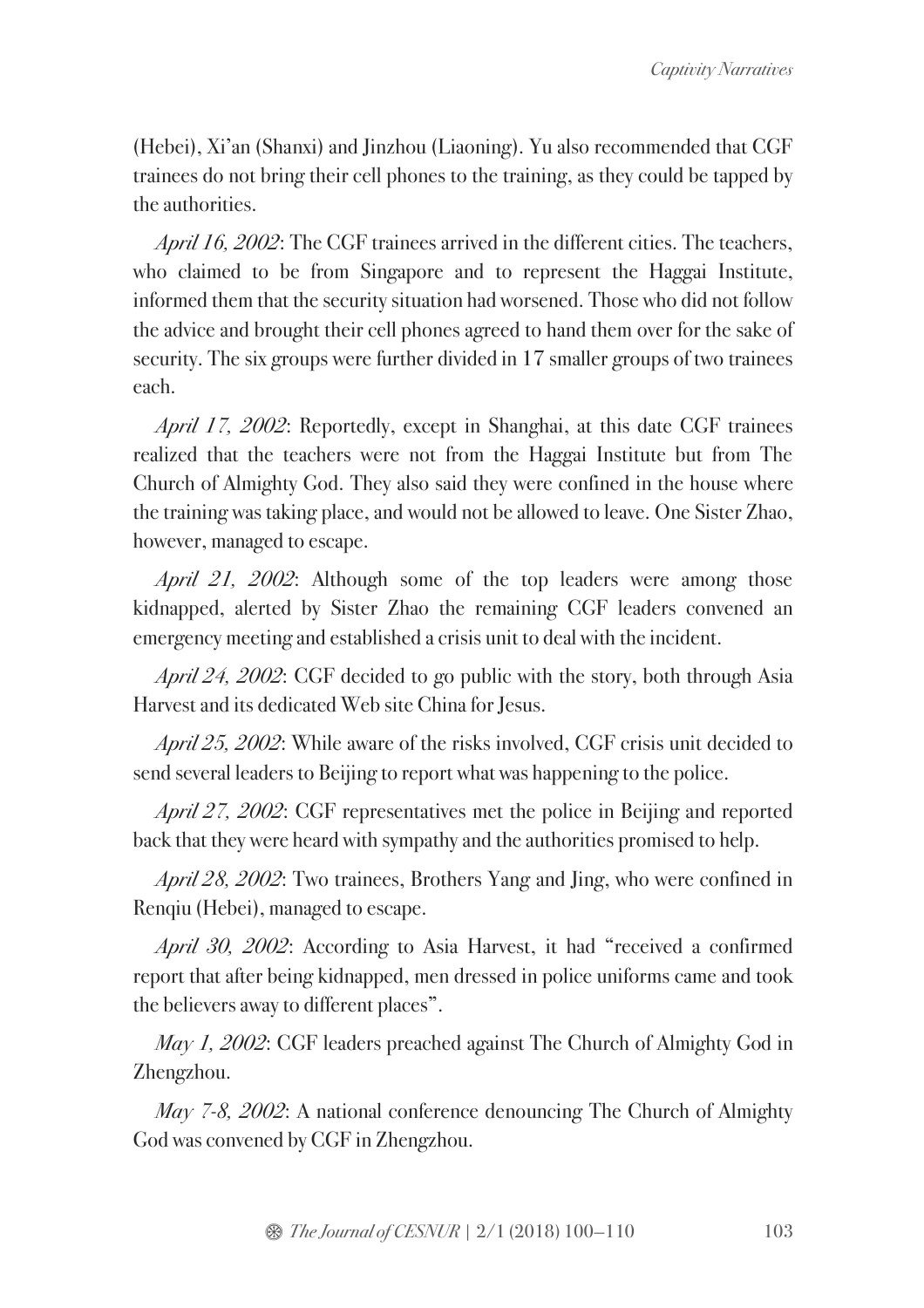(Hebei), Xi'an (Shanxi) and Jinzhou (Liaoning). Yu also recommended that CGF trainees do not bring their cell phones to the training, as they could be tapped by the authorities.

*April 16, 2002*: The CGF trainees arrived in the different cities. The teachers, who claimed to be from Singapore and to represent the Haggai Institute, informed them that the security situation had worsened. Those who did not follow the advice and brought their cell phones agreed to hand them over for the sake of security. The six groups were further divided in 17 smaller groups of two trainees each.

*April 17, 2002*: Reportedly, except in Shanghai, at this date CGF trainees realized that the teachers were not from the Haggai Institute but from The Church of Almighty God. They also said they were confined in the house where the training was taking place, and would not be allowed to leave. One Sister Zhao, however, managed to escape.

*April 21, 2002*: Although some of the top leaders were among those kidnapped, alerted by Sister Zhao the remaining CGF leaders convened an emergency meeting and established a crisis unit to deal with the incident.

*April 24, 2002*: CGF decided to go public with the story, both through Asia Harvest and its dedicated Web site China for Jesus.

*April 25, 2002*: While aware of the risks involved, CGF crisis unit decided to send several leaders to Beijing to report what was happening to the police.

*April 27, 2002*: CGF representatives met the police in Beijing and reported back that they were heard with sympathy and the authorities promised to help.

*April 28, 2002*: Two trainees, Brothers Yang and Jing, who were confined in Renqiu (Hebei), managed to escape.

*April 30, 2002*: According to Asia Harvest, it had "received a confirmed report that after being kidnapped, men dressed in police uniforms came and took the believers away to different places".

*May 1, 2002*: CGF leaders preached against The Church of Almighty God in Zhengzhou.

*May 7-8, 2002*: A national conference denouncing The Church of Almighty God was convened by CGF in Zhengzhou.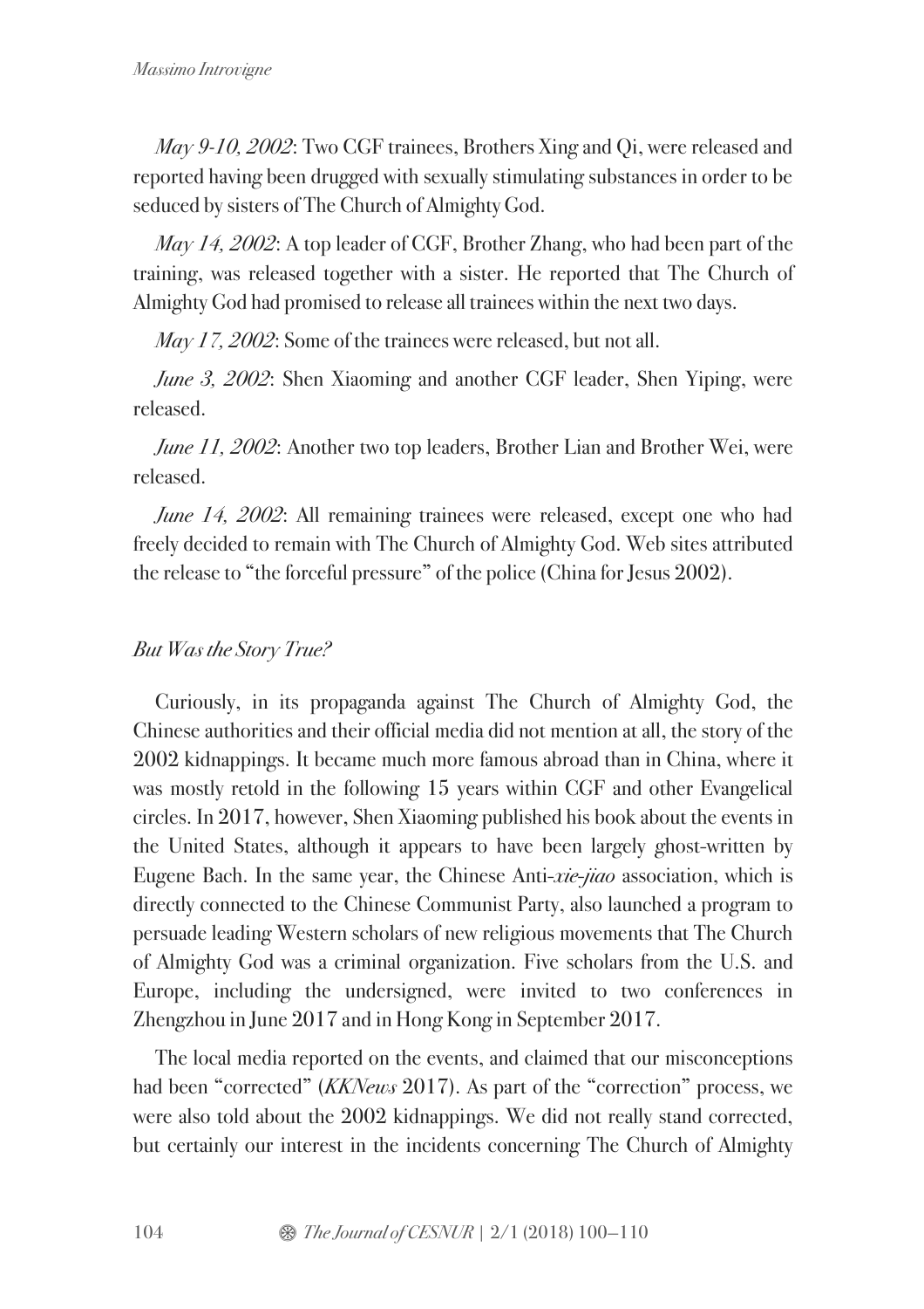*May 9-10, 2002*: Two CGF trainees, Brothers Xing and Qi, were released and reported having been drugged with sexually stimulating substances in order to be seduced by sisters of The Church of Almighty God.

*May 14, 2002*: A top leader of CGF, Brother Zhang, who had been part of the training, was released together with a sister. He reported that The Church of Almighty God had promised to release all trainees within the next two days.

*May 17, 2002*: Some of the trainees were released, but not all.

*June 3, 2002*: Shen Xiaoming and another CGF leader, Shen Yiping, were released.

*June 11, 2002*: Another two top leaders, Brother Lian and Brother Wei, were released.

*June 14, 2002*: All remaining trainees were released, except one who had freely decided to remain with The Church of Almighty God. Web sites attributed the release to "the forceful pressure" of the police (China for Jesus 2002).

### *But Was the Story True?*

Curiously, in its propaganda against The Church of Almighty God, the Chinese authorities and their official media did not mention at all, the story of the 2002 kidnappings. It became much more famous abroad than in China, where it was mostly retold in the following 15 years within CGF and other Evangelical circles. In 2017, however, Shen Xiaoming published his book about the events in the United States, although it appears to have been largely ghost-written by Eugene Bach. In the same year, the Chinese Anti-*xie-jiao* association, which is directly connected to the Chinese Communist Party, also launched a program to persuade leading Western scholars of new religious movements that The Church of Almighty God was a criminal organization. Five scholars from the U.S. and Europe, including the undersigned, were invited to two conferences in Zhengzhou in June 2017 and in Hong Kong in September 2017.

The local media reported on the events, and claimed that our misconceptions had been "corrected" (*KKNews* 2017). As part of the "correction" process, we were also told about the 2002 kidnappings. We did not really stand corrected, but certainly our interest in the incidents concerning The Church of Almighty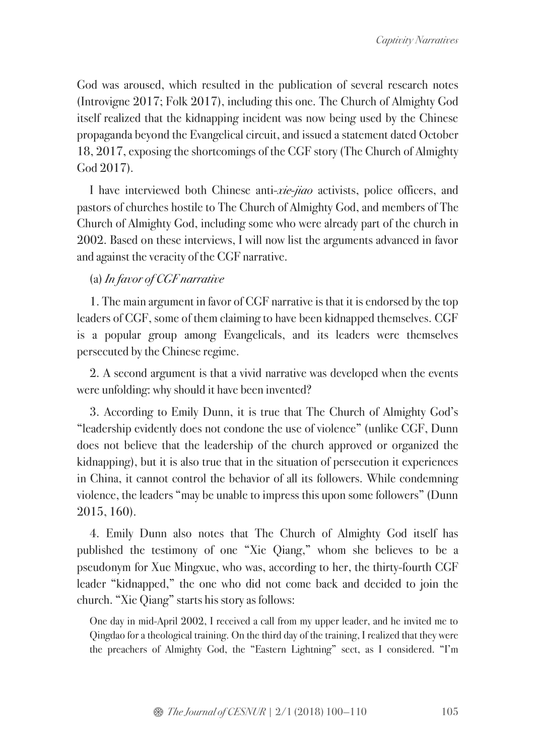God was aroused, which resulted in the publication of several research notes (Introvigne 2017; Folk 2017), including this one. The Church of Almighty God itself realized that the kidnapping incident was now being used by the Chinese propaganda beyond the Evangelical circuit, and issued a statement dated October 18, 2017, exposing the shortcomings of the CGF story (The Church of Almighty God 2017).

I have interviewed both Chinese anti-*xie-jiao* activists, police officers, and pastors of churches hostile to The Church of Almighty God, and members of The Church of Almighty God, including some who were already part of the church in 2002. Based on these interviews, I will now list the arguments advanced in favor and against the veracity of the CGF narrative.

(a) *In favor of CGF narrative*

1. The main argument in favor of CGF narrative is that it is endorsed by the top leaders of CGF, some of them claiming to have been kidnapped themselves. CGF is a popular group among Evangelicals, and its leaders were themselves persecuted by the Chinese regime.

2. A second argument is that a vivid narrative was developed when the events were unfolding: why should it have been invented?

3. According to Emily Dunn, it is true that The Church of Almighty God's "leadership evidently does not condone the use of violence" (unlike CGF, Dunn does not believe that the leadership of the church approved or organized the kidnapping), but it is also true that in the situation of persecution it experiences in China, it cannot control the behavior of all its followers. While condemning violence, the leaders "may be unable to impress this upon some followers" (Dunn 2015, 160).

4. Emily Dunn also notes that The Church of Almighty God itself has published the testimony of one "Xie Qiang," whom she believes to be a pseudonym for Xue Mingxue, who was, according to her, the thirty-fourth CGF leader "kidnapped," the one who did not come back and decided to join the church. "Xie Qiang" starts his story as follows:

> One day in mid-April 2002, I received a call from my upper leader, and he invited me to Qingdao for a theological training. On the third day of the training, I realized that they were the preachers of Almighty God, the "Eastern Lightning" sect, as I considered. "I'm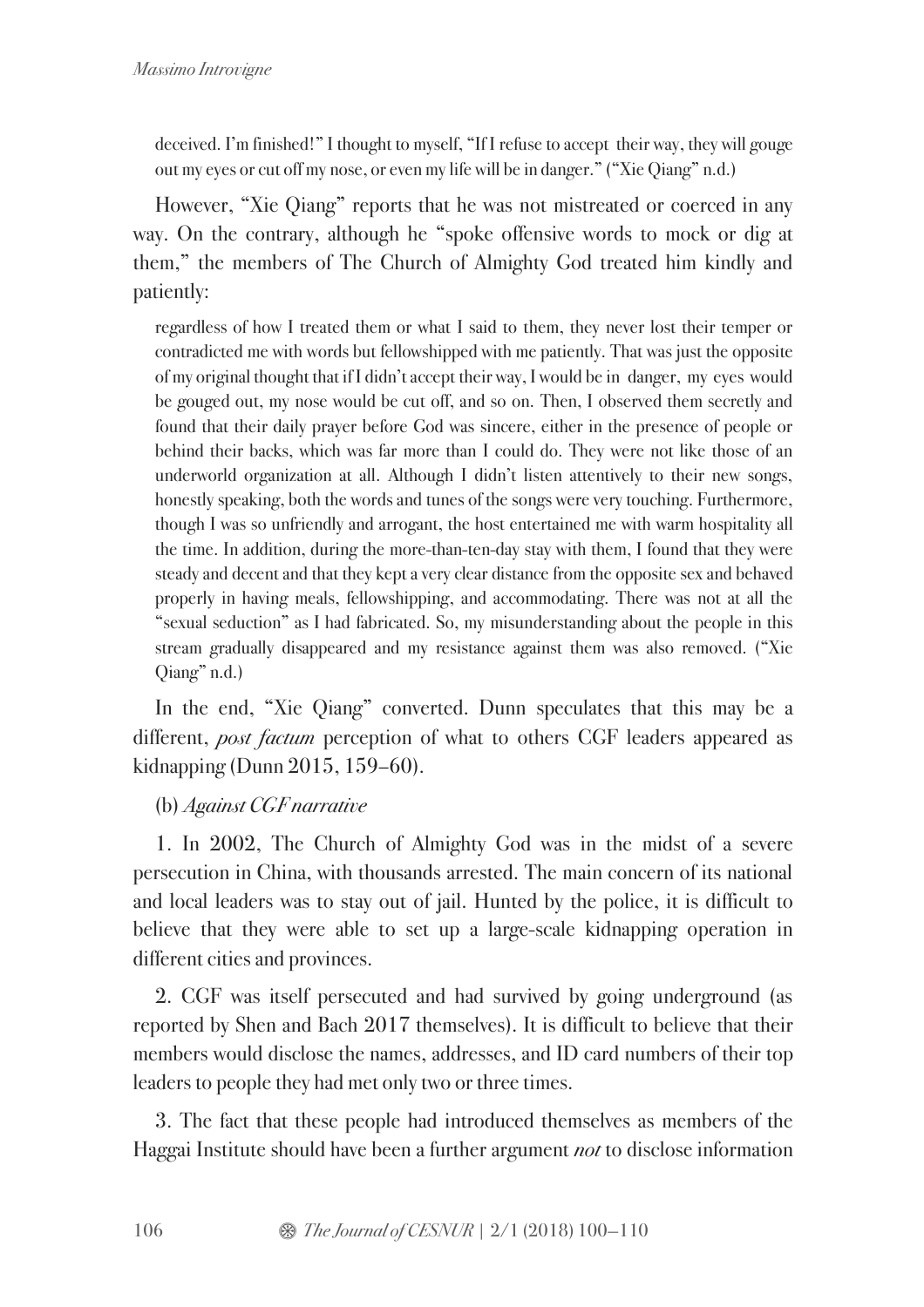> deceived. I'm finished!" I thought to myself, "If I refuse to accept their way, they will gouge out my eyes or cut off my nose, or even my life will be in danger." ("Xie Qiang" n.d.)

However, "Xie Qiang" reports that he was not mistreated or coerced in any way. On the contrary, although he "spoke offensive words to mock or dig at them," the members of The Church of Almighty God treated him kindly and patiently:

> regardless of how I treated them or what I said to them, they never lost their temper or contradicted me with words but fellowshipped with me patiently. That was just the opposite of my original thought that if I didn't accept their way, I would be in danger, my eyes would be gouged out, my nose would be cut off, and so on. Then, I observed them secretly and found that their daily prayer before God was sincere, either in the presence of people or behind their backs, which was far more than I could do. They were not like those of an underworld organization at all. Although I didn't listen attentively to their new songs, honestly speaking, both the words and tunes of the songs were very touching. Furthermore, though I was so unfriendly and arrogant, the host entertained me with warm hospitality all the time. In addition, during the more-than-ten-day stay with them, I found that they were steady and decent and that they kept a very clear distance from the opposite sex and behaved properly in having meals, fellowshipping, and accommodating. There was not at all the "sexual seduction" as I had fabricated. So, my misunderstanding about the people in this stream gradually disappeared and my resistance against them was also removed. ("Xie Qiang" n.d.)

In the end, "Xie Qiang" converted. Dunn speculates that this may be a different, *post factum* perception of what to others CGF leaders appeared as kidnapping (Dunn 2015, 159–60).

(b) *Against CGF narrative*

1. In 2002, The Church of Almighty God was in the midst of a severe persecution in China, with thousands arrested. The main concern of its national and local leaders was to stay out of jail. Hunted by the police, it is difficult to believe that they were able to set up a large-scale kidnapping operation in different cities and provinces.

2. CGF was itself persecuted and had survived by going underground (as reported by Shen and Bach 2017 themselves). It is difficult to believe that their members would disclose the names, addresses, and ID card numbers of their top leaders to people they had met only two or three times.

3. The fact that these people had introduced themselves as members of the Haggai Institute should have been a further argument *not* to disclose information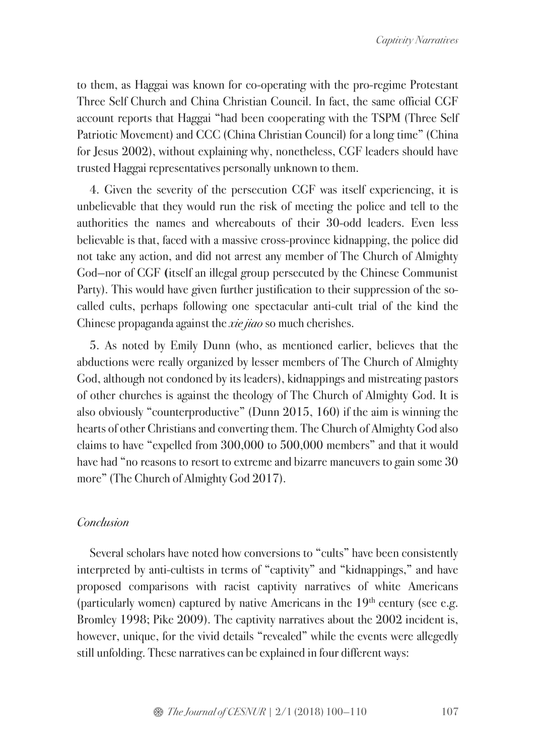to them, as Haggai was known for co-operating with the pro-regime Protestant Three Self Church and China Christian Council. In fact, the same official CGF account reports that Haggai "had been cooperating with the TSPM (Three Self Patriotic Movement) and CCC (China Christian Council) for a long time" (China for Jesus 2002), without explaining why, nonetheless, CGF leaders should have trusted Haggai representatives personally unknown to them.

4. Given the severity of the persecution CGF was itself experiencing, it is unbelievable that they would run the risk of meeting the police and tell to the authorities the names and whereabouts of their 30-odd leaders. Even less believable is that, faced with a massive cross-province kidnapping, the police did not take any action, and did not arrest any member of The Church of Almighty God—nor of CGF (itself an illegal group persecuted by the Chinese Communist Party). This would have given further justification to their suppression of the so-called cults, perhaps following one spectacular anti-cult trial of the kind the Chinese propaganda against the *xie jiao* so much cherishes.

5. As noted by Emily Dunn (who, as mentioned earlier, believes that the abductions were really organized by lesser members of The Church of Almighty God, although not condoned by its leaders), kidnappings and mistreating pastors of other churches is against the theology of The Church of Almighty God. It is also obviously "counterproductive" (Dunn 2015, 160) if the aim is winning the hearts of other Christians and converting them. The Church of Almighty God also claims to have "expelled from 300,000 to 500,000 members" and that it would have had "no reasons to resort to extreme and bizarre maneuvers to gain some 30 more" (The Church of Almighty God 2017).

## *Conclusion*

Several scholars have noted how conversions to "cults" have been consistently interpreted by anti-cultists in terms of "captivity" and "kidnappings," and have proposed comparisons with racist captivity narratives of white Americans (particularly women) captured by native Americans in the 19th century (see e.g. Bromley 1998; Pike 2009). The captivity narratives about the 2002 incident is, however, unique, for the vivid details "revealed" while the events were allegedly still unfolding. These narratives can be explained in four different ways: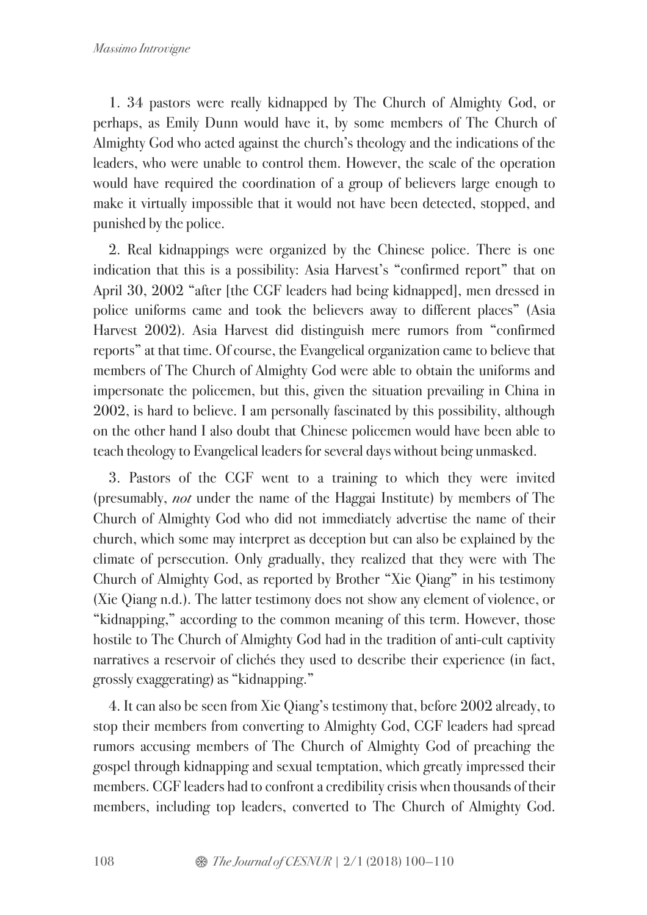1. 34 pastors were really kidnapped by The Church of Almighty God, or perhaps, as Emily Dunn would have it, by some members of The Church of Almighty God who acted against the church's theology and the indications of the leaders, who were unable to control them. However, the scale of the operation would have required the coordination of a group of believers large enough to make it virtually impossible that it would not have been detected, stopped, and punished by the police.

2. Real kidnappings were organized by the Chinese police. There is one indication that this is a possibility: Asia Harvest's "confirmed report" that on April 30, 2002 "after [the CGF leaders had being kidnapped], men dressed in police uniforms came and took the believers away to different places" (Asia Harvest 2002). Asia Harvest did distinguish mere rumors from "confirmed reports" at that time. Of course, the Evangelical organization came to believe that members of The Church of Almighty God were able to obtain the uniforms and impersonate the policemen, but this, given the situation prevailing in China in 2002, is hard to believe. I am personally fascinated by this possibility, although on the other hand I also doubt that Chinese policemen would have been able to teach theology to Evangelical leaders for several days without being unmasked.

3. Pastors of the CGF went to a training to which they were invited (presumably, *not* under the name of the Haggai Institute) by members of The Church of Almighty God who did not immediately advertise the name of their church, which some may interpret as deception but can also be explained by the climate of persecution. Only gradually, they realized that they were with The Church of Almighty God, as reported by Brother "Xie Qiang" in his testimony (Xie Qiang n.d.). The latter testimony does not show any element of violence, or "kidnapping," according to the common meaning of this term. However, those hostile to The Church of Almighty God had in the tradition of anti-cult captivity narratives a reservoir of clichés they used to describe their experience (in fact, grossly exaggerating) as "kidnapping."

4. It can also be seen from Xie Qiang's testimony that, before 2002 already, to stop their members from converting to Almighty God, CGF leaders had spread rumors accusing members of The Church of Almighty God of preaching the gospel through kidnapping and sexual temptation, which greatly impressed their members. CGF leaders had to confront a credibility crisis when thousands of their members, including top leaders, converted to The Church of Almighty God.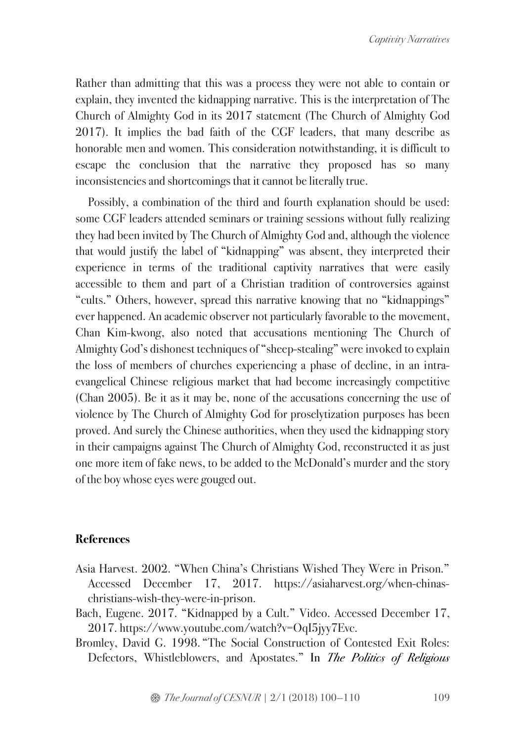Rather than admitting that this was a process they were not able to contain or explain, they invented the kidnapping narrative. This is the interpretation of The Church of Almighty God in its 2017 statement (The Church of Almighty God 2017). It implies the bad faith of the CGF leaders, that many describe as honorable men and women. This consideration notwithstanding, it is difficult to escape the conclusion that the narrative they proposed has so many inconsistencies and shortcomings that it cannot be literally true.

Possibly, a combination of the third and fourth explanation should be used: some CGF leaders attended seminars or training sessions without fully realizing they had been invited by The Church of Almighty God and, although the violence that would justify the label of "kidnapping" was absent, they interpreted their experience in terms of the traditional captivity narratives that were easily accessible to them and part of a Christian tradition of controversies against "cults." Others, however, spread this narrative knowing that no "kidnappings" ever happened. An academic observer not particularly favorable to the movement, Chan Kim-kwong, also noted that accusations mentioning The Church of Almighty God's dishonest techniques of "sheep-stealing" were invoked to explain the loss of members of churches experiencing a phase of decline, in an intra-evangelical Chinese religious market that had become increasingly competitive (Chan 2005). Be it as it may be, none of the accusations concerning the use of violence by The Church of Almighty God for proselytization purposes has been proved. And surely the Chinese authorities, when they used the kidnapping story in their campaigns against The Church of Almighty God, reconstructed it as just one more item of fake news, to be added to the McDonald's murder and the story of the boy whose eyes were gouged out.

## References

Asia Harvest. 2002. "When China's Christians Wished They Were in Prison." Accessed December 17, 2017. https://asiaharvest.org/when-chinas-christians-wish-they-were-in-prison.

Bach, Eugene. 2017. "Kidnapped by a Cult." Video. Accessed December 17, 2017. https://www.youtube.com/watch?v=OqI5jyy7Evc.

Bromley, David G. 1998. "The Social Construction of Contested Exit Roles: Defectors, Whistleblowers, and Apostates." In *The Politics of Religious*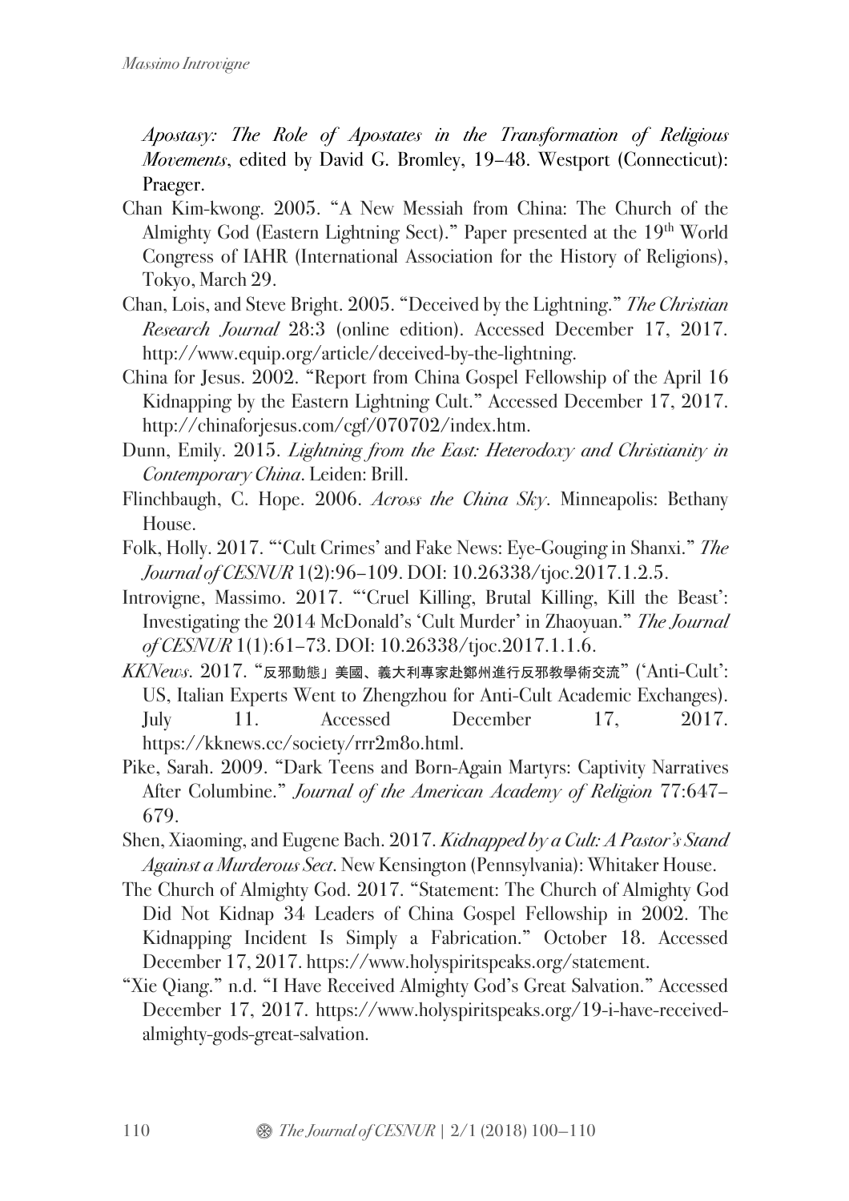*Apostasy: The Role of Apostates in the Transformation of Religious Movements*, edited by David G. Bromley, 19–48. Westport (Connecticut): Praeger.

Chan Kim-kwong. 2005. "A New Messiah from China: The Church of the Almighty God (Eastern Lightning Sect)." Paper presented at the 19th World Congress of IAHR (International Association for the History of Religions), Tokyo, March 29.

Chan, Lois, and Steve Bright. 2005. "Deceived by the Lightning." *The Christian Research Journal* 28:3 (online edition). Accessed December 17, 2017. http://www.equip.org/article/deceived-by-the-lightning.

China for Jesus. 2002. "Report from China Gospel Fellowship of the April 16 Kidnapping by the Eastern Lightning Cult." Accessed December 17, 2017. http://chinaforjesus.com/cgf/070702/index.htm.

Dunn, Emily. 2015. *Lightning from the East: Heterodoxy and Christianity in Contemporary China*. Leiden: Brill.

Flinchbaugh, C. Hope. 2006. *Across the China Sky*. Minneapolis: Bethany House.

Folk, Holly. 2017. "'Cult Crimes' and Fake News: Eye-Gouging in Shanxi." *The Journal of CESNUR* 1(2):96–109. DOI: 10.26338/tjoc.2017.1.2.5.

Introvigne, Massimo. 2017. "'Cruel Killing, Brutal Killing, Kill the Beast': Investigating the 2014 McDonald's 'Cult Murder' in Zhaoyuan." *The Journal of CESNUR* 1(1):61–73. DOI: 10.26338/tjoc.2017.1.1.6.

*KKNews*. 2017. "反邪動態」美國、義大利專家赴鄭州進行反邪教學術交流" ('Anti-Cult': US, Italian Experts Went to Zhengzhou for Anti-Cult Academic Exchanges). July 11. Accessed December 17, 2017. https://kknews.cc/society/rrr2m8o.html.

Pike, Sarah. 2009. "Dark Teens and Born-Again Martyrs: Captivity Narratives After Columbine." *Journal of the American Academy of Religion* 77:647–679.

Shen, Xiaoming, and Eugene Bach. 2017. *Kidnapped by a Cult: A Pastor's Stand Against a Murderous Sect*. New Kensington (Pennsylvania): Whitaker House.

The Church of Almighty God. 2017. "Statement: The Church of Almighty God Did Not Kidnap 34 Leaders of China Gospel Fellowship in 2002. The Kidnapping Incident Is Simply a Fabrication." October 18. Accessed December 17, 2017. https://www.holyspiritspeaks.org/statement.

"Xie Qiang." n.d. "I Have Received Almighty God's Great Salvation." Accessed December 17, 2017. https://www.holyspiritspeaks.org/19-i-have-received-almighty-gods-great-salvation.